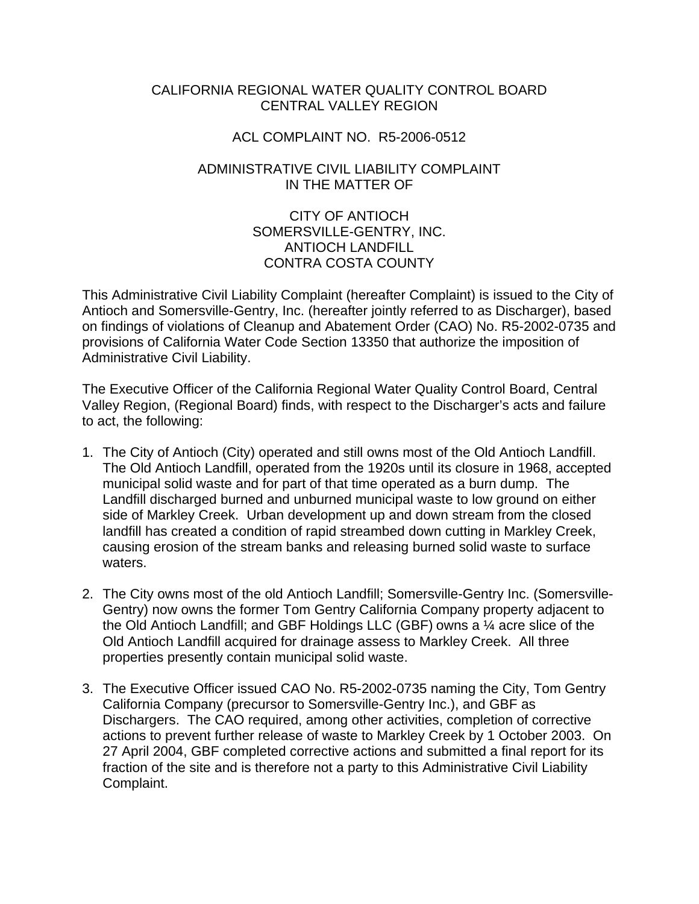CALIFORNIA REGIONAL WATER QUALITY CONTROL BOARD
CENTRAL VALLEY REGION

ACL COMPLAINT NO. R5-2006-0512

ADMINISTRATIVE CIVIL LIABILITY COMPLAINT
IN THE MATTER OF

CITY OF ANTIOCH
SOMERSVILLE-GENTRY, INC.
ANTIOCH LANDFILL
CONTRA COSTA COUNTY

This Administrative Civil Liability Complaint (hereafter Complaint) is issued to the City of Antioch and Somersville-Gentry, Inc. (hereafter jointly referred to as Discharger), based on findings of violations of Cleanup and Abatement Order (CAO) No. R5-2002-0735 and provisions of California Water Code Section 13350 that authorize the imposition of Administrative Civil Liability.

The Executive Officer of the California Regional Water Quality Control Board, Central Valley Region, (Regional Board) finds, with respect to the Discharger's acts and failure to act, the following:

1. The City of Antioch (City) operated and still owns most of the Old Antioch Landfill. The Old Antioch Landfill, operated from the 1920s until its closure in 1968, accepted municipal solid waste and for part of that time operated as a burn dump. The Landfill discharged burned and unburned municipal waste to low ground on either side of Markley Creek. Urban development up and down stream from the closed landfill has created a condition of rapid streambed down cutting in Markley Creek, causing erosion of the stream banks and releasing burned solid waste to surface waters.

2. The City owns most of the old Antioch Landfill; Somersville-Gentry Inc. (Somersville-Gentry) now owns the former Tom Gentry California Company property adjacent to the Old Antioch Landfill; and GBF Holdings LLC (GBF) owns a ¼ acre slice of the Old Antioch Landfill acquired for drainage assess to Markley Creek. All three properties presently contain municipal solid waste.

3. The Executive Officer issued CAO No. R5-2002-0735 naming the City, Tom Gentry California Company (precursor to Somersville-Gentry Inc.), and GBF as Dischargers. The CAO required, among other activities, completion of corrective actions to prevent further release of waste to Markley Creek by 1 October 2003. On 27 April 2004, GBF completed corrective actions and submitted a final report for its fraction of the site and is therefore not a party to this Administrative Civil Liability Complaint.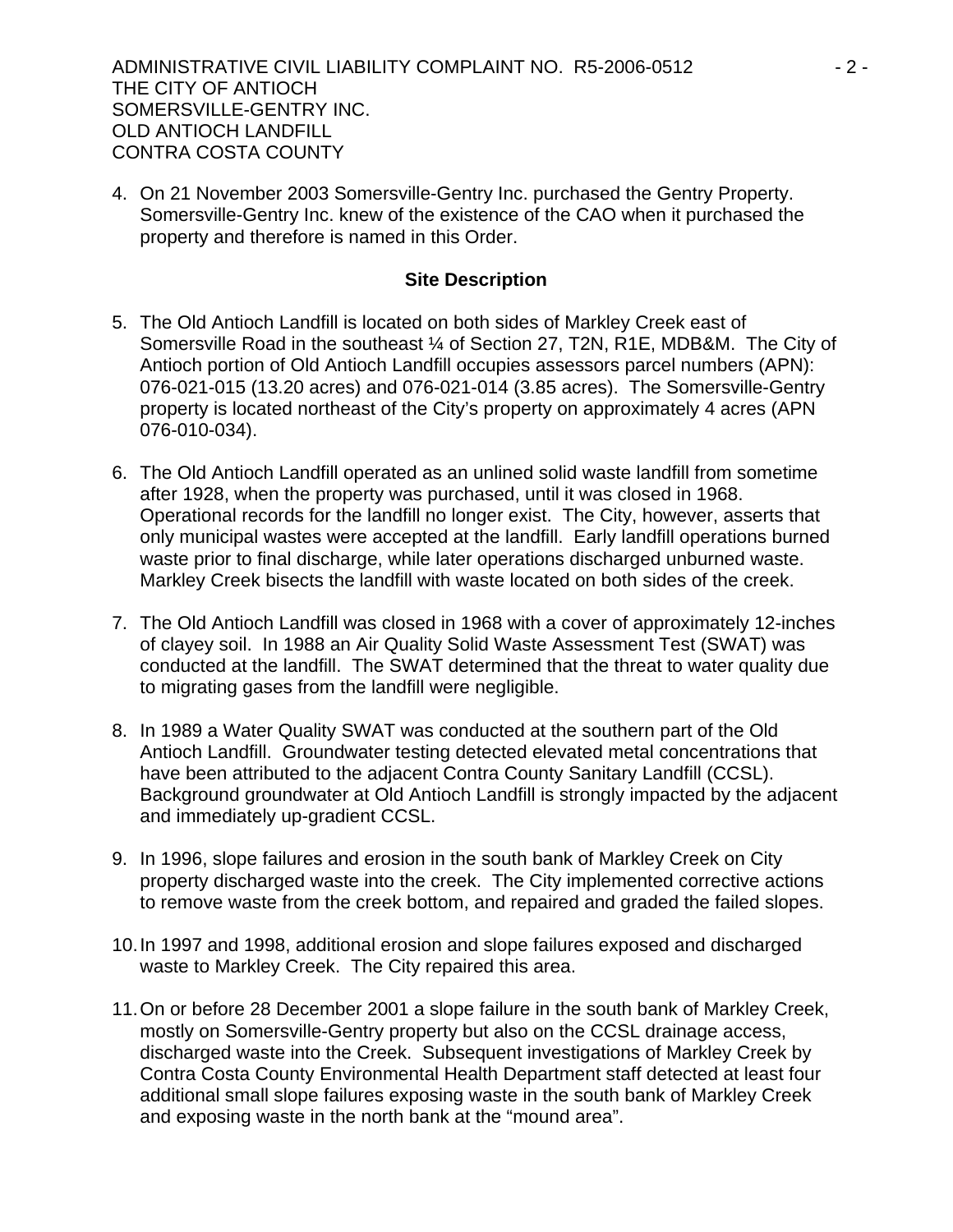4. On 21 November 2003 Somersville-Gentry Inc. purchased the Gentry Property. Somersville-Gentry Inc. knew of the existence of the CAO when it purchased the property and therefore is named in this Order.

## Site Description

5. The Old Antioch Landfill is located on both sides of Markley Creek east of Somersville Road in the southeast ¼ of Section 27, T2N, R1E, MDB&M. The City of Antioch portion of Old Antioch Landfill occupies assessors parcel numbers (APN): 076-021-015 (13.20 acres) and 076-021-014 (3.85 acres). The Somersville-Gentry property is located northeast of the City's property on approximately 4 acres (APN 076-010-034).

6. The Old Antioch Landfill operated as an unlined solid waste landfill from sometime after 1928, when the property was purchased, until it was closed in 1968. Operational records for the landfill no longer exist. The City, however, asserts that only municipal wastes were accepted at the landfill. Early landfill operations burned waste prior to final discharge, while later operations discharged unburned waste. Markley Creek bisects the landfill with waste located on both sides of the creek.

7. The Old Antioch Landfill was closed in 1968 with a cover of approximately 12-inches of clayey soil. In 1988 an Air Quality Solid Waste Assessment Test (SWAT) was conducted at the landfill. The SWAT determined that the threat to water quality due to migrating gases from the landfill were negligible.

8. In 1989 a Water Quality SWAT was conducted at the southern part of the Old Antioch Landfill. Groundwater testing detected elevated metal concentrations that have been attributed to the adjacent Contra Costa Sanitary Landfill (CCSL). Background groundwater at Old Antioch Landfill is strongly impacted by the adjacent and immediately up-gradient CCSL.

9. In 1996, slope failures and erosion in the south bank of Markley Creek on City property discharged waste into the creek. The City implemented corrective actions to remove waste from the creek bottom, and repaired and graded the failed slopes.

10. In 1997 and 1998, additional erosion and slope failures exposed and discharged waste to Markley Creek. The City repaired this area.

11. On or before 28 December 2001 a slope failure in the south bank of Markley Creek, mostly on Somersville-Gentry property but also on the CCSL drainage access, discharged waste into the Creek. Subsequent investigations of Markley Creek by Contra Costa County Environmental Health Department staff detected at least four additional small slope failures exposing waste in the south bank of Markley Creek and exposing waste in the north bank at the "mound area".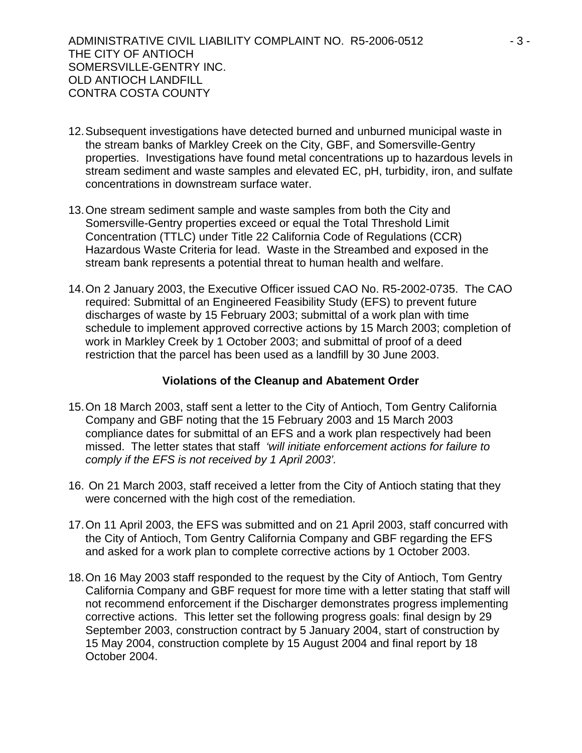12. Subsequent investigations have detected burned and unburned municipal waste in the stream banks of Markley Creek on the City, GBF, and Somersville-Gentry properties. Investigations have found metal concentrations up to hazardous levels in stream sediment and waste samples and elevated EC, pH, turbidity, iron, and sulfate concentrations in downstream surface water.

13. One stream sediment sample and waste samples from both the City and Somersville-Gentry properties exceed or equal the Total Threshold Limit Concentration (TTLC) under Title 22 California Code of Regulations (CCR) Hazardous Waste Criteria for lead. Waste in the Streambed and exposed in the stream bank represents a potential threat to human health and welfare.

14. On 2 January 2003, the Executive Officer issued CAO No. R5-2002-0735. The CAO required: Submittal of an Engineered Feasibility Study (EFS) to prevent future discharges of waste by 15 February 2003; submittal of a work plan with time schedule to implement approved corrective actions by 15 March 2003; completion of work in Markley Creek by 1 October 2003; and submittal of proof of a deed restriction that the parcel has been used as a landfill by 30 June 2003.

**Violations of the Cleanup and Abatement Order**

15. On 18 March 2003, staff sent a letter to the City of Antioch, Tom Gentry California Company and GBF noting that the 15 February 2003 and 15 March 2003 compliance dates for submittal of an EFS and a work plan respectively had been missed. The letter states that staff *'will initiate enforcement actions for failure to comply if the EFS is not received by 1 April 2003'.*

16. On 21 March 2003, staff received a letter from the City of Antioch stating that they were concerned with the high cost of the remediation.

17. On 11 April 2003, the EFS was submitted and on 21 April 2003, staff concurred with the City of Antioch, Tom Gentry California Company and GBF regarding the EFS and asked for a work plan to complete corrective actions by 1 October 2003.

18. On 16 May 2003 staff responded to the request by the City of Antioch, Tom Gentry California Company and GBF request for more time with a letter stating that staff will not recommend enforcement if the Discharger demonstrates progress implementing corrective actions. This letter set the following progress goals: final design by 29 September 2003, construction contract by 5 January 2004, start of construction by 15 May 2004, construction complete by 15 August 2004 and final report by 18 October 2004.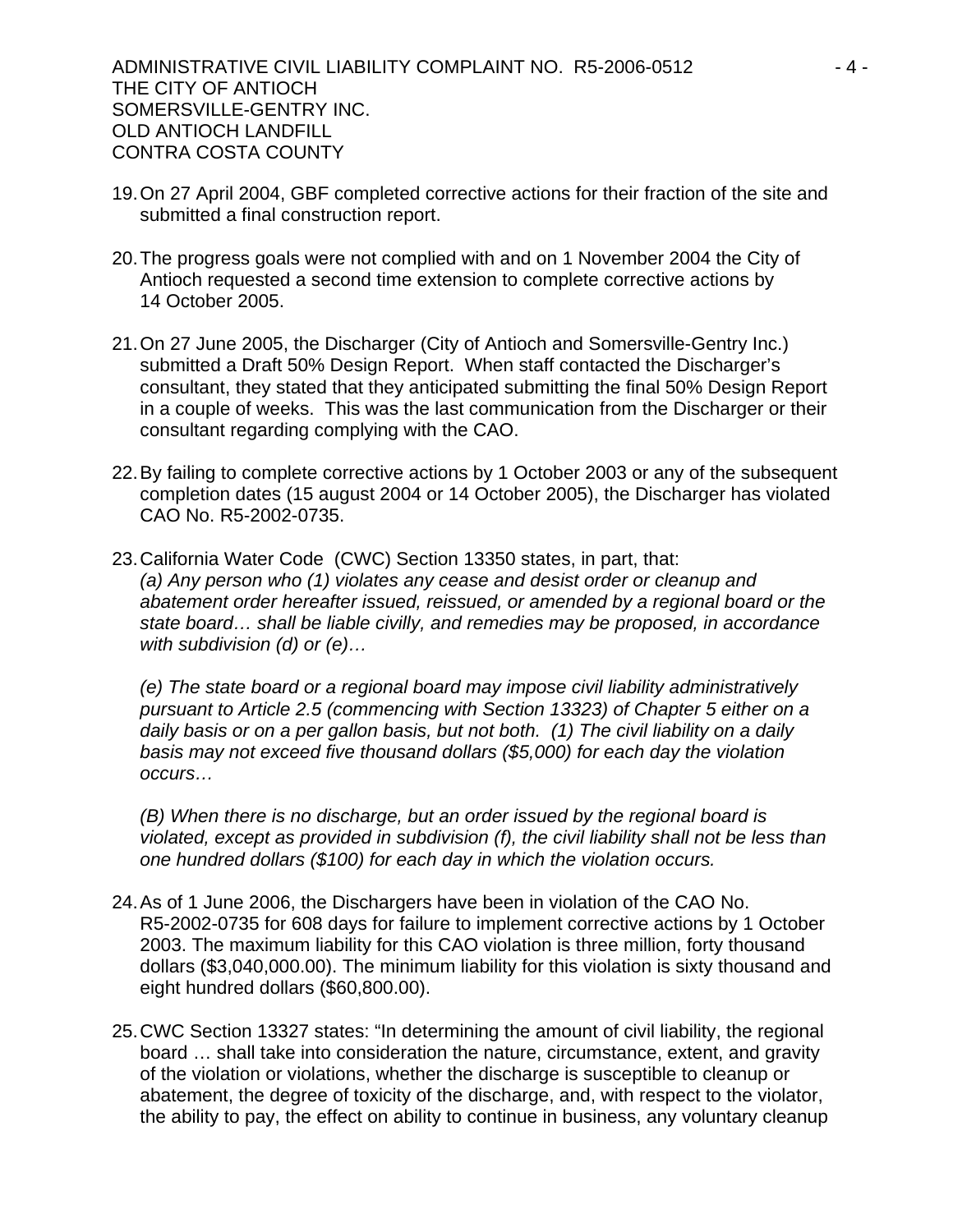19. On 27 April 2004, GBF completed corrective actions for their fraction of the site and submitted a final construction report.

20. The progress goals were not complied with and on 1 November 2004 the City of Antioch requested a second time extension to complete corrective actions by 14 October 2005.

21. On 27 June 2005, the Discharger (City of Antioch and Somersville-Gentry Inc.) submitted a Draft 50% Design Report. When staff contacted the Discharger's consultant, they stated that they anticipated submitting the final 50% Design Report in a couple of weeks. This was the last communication from the Discharger or their consultant regarding complying with the CAO.

22. By failing to complete corrective actions by 1 October 2003 or any of the subsequent completion dates (15 august 2004 or 14 October 2005), the Discharger has violated CAO No. R5-2002-0735.

23. California Water Code (CWC) Section 13350 states, in part, that:
    *(a) Any person who (1) violates any cease and desist order or cleanup and abatement order hereafter issued, reissued, or amended by a regional board or the state board… shall be liable civilly, and remedies may be proposed, in accordance with subdivision (d) or (e)…*

    *(e) The state board or a regional board may impose civil liability administratively pursuant to Article 2.5 (commencing with Section 13323) of Chapter 5 either on a daily basis or on a per gallon basis, but not both. (1) The civil liability on a daily basis may not exceed five thousand dollars ($5,000) for each day the violation occurs…*

    *(B) When there is no discharge, but an order issued by the regional board is violated, except as provided in subdivision (f), the civil liability shall not be less than one hundred dollars ($100) for each day in which the violation occurs.*

24. As of 1 June 2006, the Dischargers have been in violation of the CAO No. R5-2002-0735 for 608 days for failure to implement corrective actions by 1 October 2003. The maximum liability for this CAO violation is three million, forty thousand dollars ($3,040,000.00). The minimum liability for this violation is sixty thousand and eight hundred dollars ($60,800.00).

25. CWC Section 13327 states: "In determining the amount of civil liability, the regional board … shall take into consideration the nature, circumstance, extent, and gravity of the violation or violations, whether the discharge is susceptible to cleanup or abatement, the degree of toxicity of the discharge, and, with respect to the violator, the ability to pay, the effect on ability to continue in business, any voluntary cleanup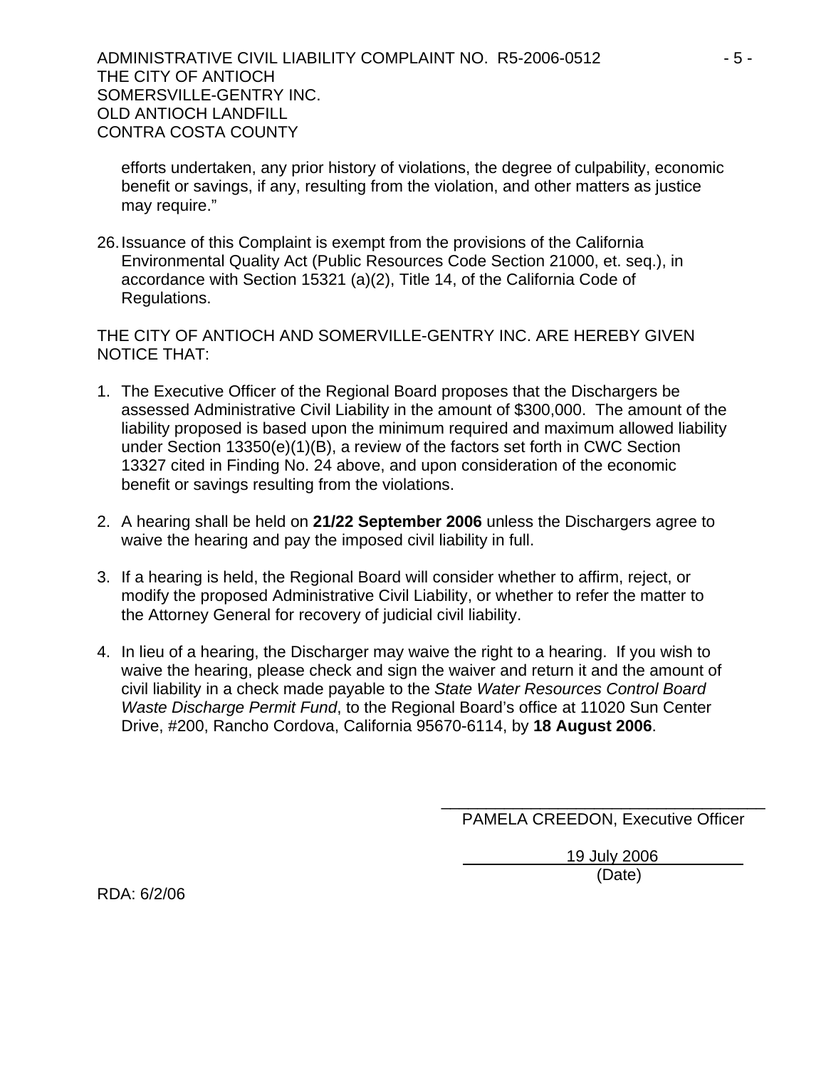efforts undertaken, any prior history of violations, the degree of culpability, economic benefit or savings, if any, resulting from the violation, and other matters as justice may require."

26. Issuance of this Complaint is exempt from the provisions of the California Environmental Quality Act (Public Resources Code Section 21000, et. seq.), in accordance with Section 15321 (a)(2), Title 14, of the California Code of Regulations.

THE CITY OF ANTIOCH AND SOMERVILLE-GENTRY INC. ARE HEREBY GIVEN NOTICE THAT:

1. The Executive Officer of the Regional Board proposes that the Dischargers be assessed Administrative Civil Liability in the amount of $300,000. The amount of the liability proposed is based upon the minimum required and maximum allowed liability under Section 13350(e)(1)(B), a review of the factors set forth in CWC Section 13327 cited in Finding No. 24 above, and upon consideration of the economic benefit or savings resulting from the violations.

2. A hearing shall be held on **21/22 September 2006** unless the Dischargers agree to waive the hearing and pay the imposed civil liability in full.

3. If a hearing is held, the Regional Board will consider whether to affirm, reject, or modify the proposed Administrative Civil Liability, or whether to refer the matter to the Attorney General for recovery of judicial civil liability.

4. In lieu of a hearing, the Discharger may waive the right to a hearing. If you wish to waive the hearing, please check and sign the waiver and return it and the amount of civil liability in a check made payable to the *State Water Resources Control Board Waste Discharge Permit Fund*, to the Regional Board's office at 11020 Sun Center Drive, #200, Rancho Cordova, California 95670-6114, by **18 August 2006**.

PAMELA CREEDON, Executive Officer

19 July 2006
(Date)

RDA: 6/2/06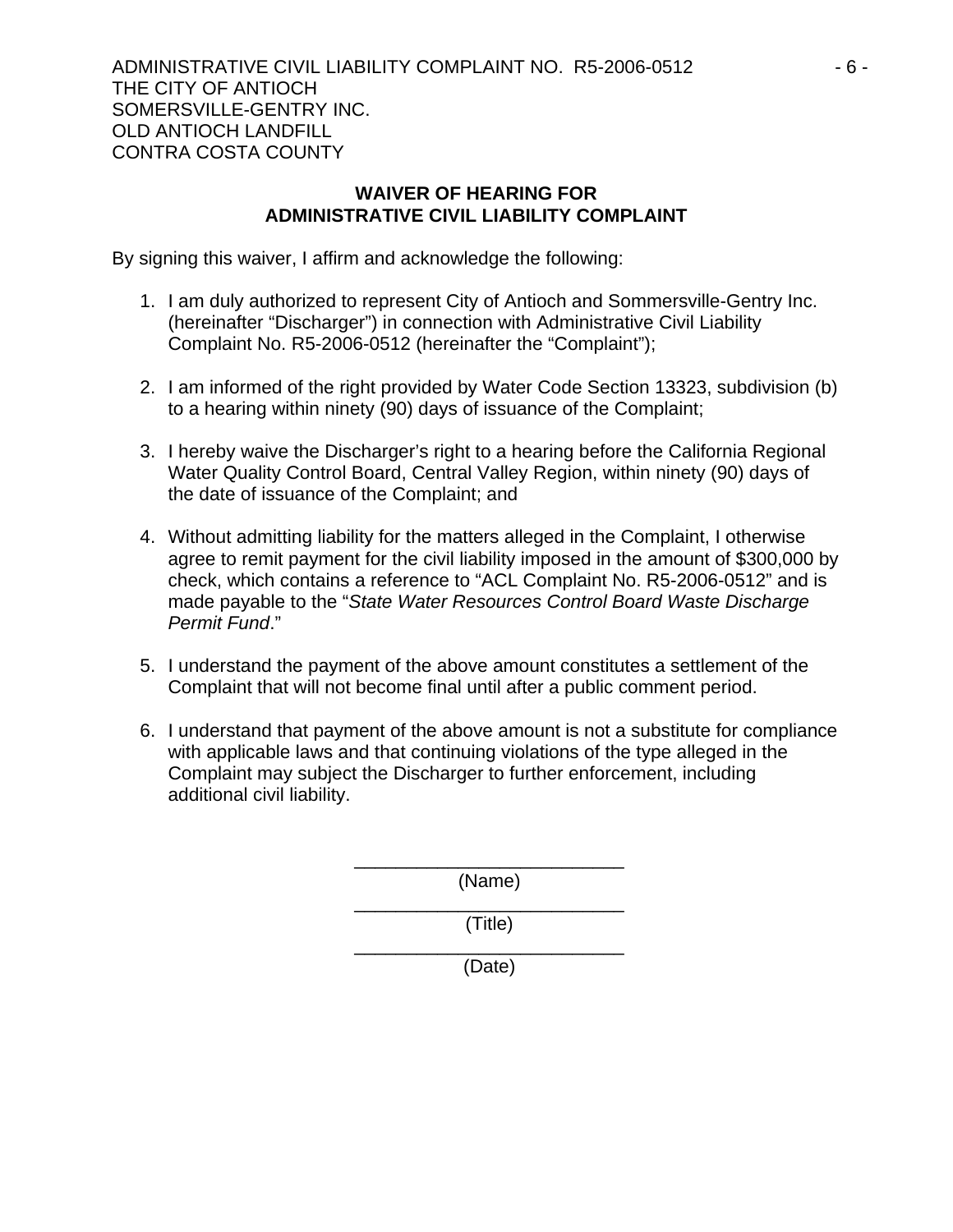## WAIVER OF HEARING FOR ADMINISTRATIVE CIVIL LIABILITY COMPLAINT

By signing this waiver, I affirm and acknowledge the following:

1. I am duly authorized to represent City of Antioch and Sommersville-Gentry Inc. (hereinafter "Discharger") in connection with Administrative Civil Liability Complaint No. R5-2006-0512 (hereinafter the "Complaint");

2. I am informed of the right provided by Water Code Section 13323, subdivision (b) to a hearing within ninety (90) days of issuance of the Complaint;

3. I hereby waive the Discharger's right to a hearing before the California Regional Water Quality Control Board, Central Valley Region, within ninety (90) days of the date of issuance of the Complaint; and

4. Without admitting liability for the matters alleged in the Complaint, I otherwise agree to remit payment for the civil liability imposed in the amount of $300,000 by check, which contains a reference to "ACL Complaint No. R5-2006-0512" and is made payable to the "*State Water Resources Control Board Waste Discharge Permit Fund*."

5. I understand the payment of the above amount constitutes a settlement of the Complaint that will not become final until after a public comment period.

6. I understand that payment of the above amount is not a substitute for compliance with applicable laws and that continuing violations of the type alleged in the Complaint may subject the Discharger to further enforcement, including additional civil liability.

\_\_\_\_\_\_\_\_\_\_\_\_\_\_\_\_\_\_\_\_\_\_\_\_\_\_
(Name)

\_\_\_\_\_\_\_\_\_\_\_\_\_\_\_\_\_\_\_\_\_\_\_\_\_\_
(Title)

\_\_\_\_\_\_\_\_\_\_\_\_\_\_\_\_\_\_\_\_\_\_\_\_\_\_
(Date)